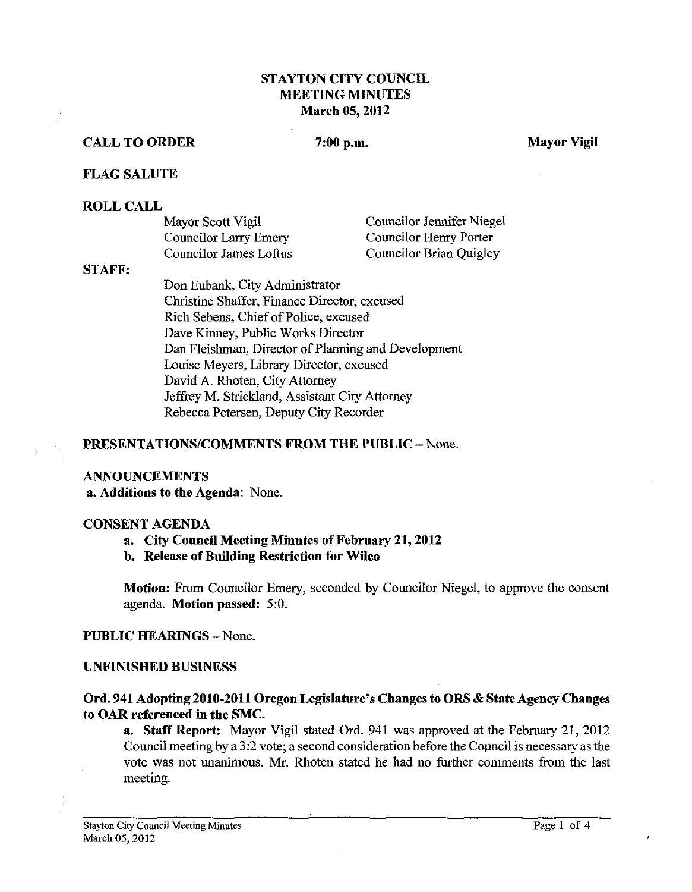# STAYTON CITY COUNCIL
# MEETING MINUTES
# March 05, 2012

**CALL TO ORDER** **7:00 p.m.** **Mayor Vigil**

**FLAG SALUTE**

**ROLL CALL**

Mayor Scott Vigil
Councilor Larry Emery
Councilor James Loftus
Councilor Jennifer Niegel
Councilor Henry Porter
Councilor Brian Quigley

**STAFF:**

Don Eubank, City Administrator
Christine Shaffer, Finance Director, excused
Rich Sebens, Chief of Police, excused
Dave Kinney, Public Works Director
Dan Fleishman, Director of Planning and Development
Louise Meyers, Library Director, excused
David A. Rhoten, City Attorney
Jeffrey M. Strickland, Assistant City Attorney
Rebecca Petersen, Deputy City Recorder

**PRESENTATIONS/COMMENTS FROM THE PUBLIC** – None.

**ANNOUNCEMENTS**

**a. Additions to the Agenda:** None.

**CONSENT AGENDA**

- **a. City Council Meeting Minutes of February 21, 2012**
- **b. Release of Building Restriction for Wilco**

**Motion:** From Councilor Emery, seconded by Councilor Niegel, to approve the consent agenda. **Motion passed:** 5:0.

**PUBLIC HEARINGS** – None.

**UNFINISHED BUSINESS**

**Ord. 941 Adopting 2010-2011 Oregon Legislature's Changes to ORS & State Agency Changes to OAR referenced in the SMC.**

**a. Staff Report:** Mayor Vigil stated Ord. 941 was approved at the February 21, 2012 Council meeting by a 3:2 vote; a second consideration before the Council is necessary as the vote was not unanimous. Mr. Rhoten stated he had no further comments from the last meeting.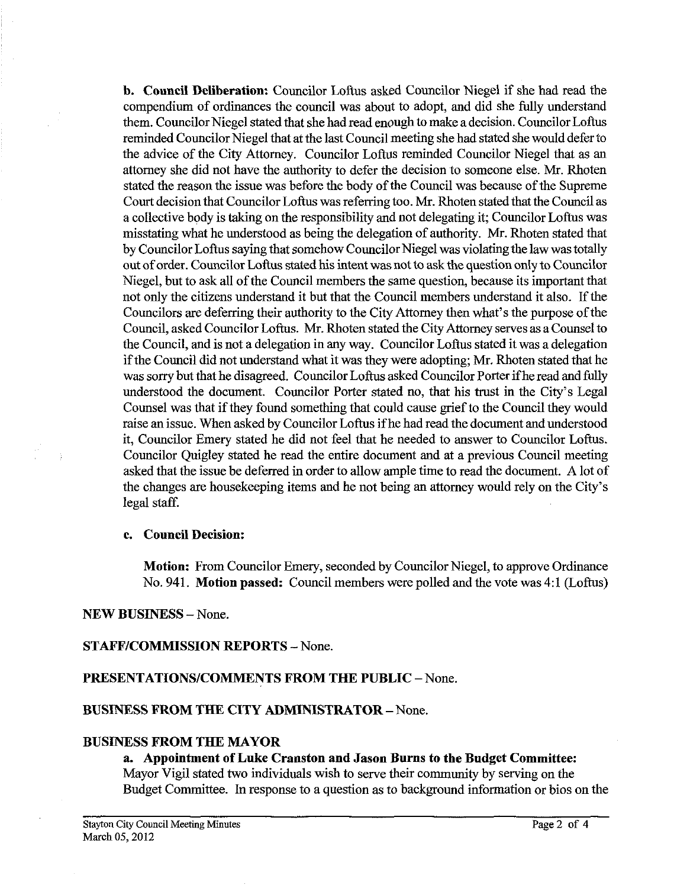**b. Council Deliberation:** Councilor Loftus asked Councilor Niegel if she had read the compendium of ordinances the council was about to adopt, and did she fully understand them. Councilor Niegel stated that she had read enough to make a decision. Councilor Loftus reminded Councilor Niegel that at the last Council meeting she had stated she would defer to the advice of the City Attorney. Councilor Loftus reminded Councilor Niegel that as an attorney she did not have the authority to defer the decision to someone else. Mr. Rhoten stated the reason the issue was before the body of the Council was because of the Supreme Court decision that Councilor Loftus was referring too. Mr. Rhoten stated that the Council as a collective body is taking on the responsibility and not delegating it; Councilor Loftus was misstating what he understood as being the delegation of authority. Mr. Rhoten stated that by Councilor Loftus saying that somehow Councilor Niegel was violating the law was totally out of order. Councilor Loftus stated his intent was not to ask the question only to Councilor Niegel, but to ask all of the Council members the same question, because its important that not only the citizens understand it but that the Council members understand it also. If the Councilors are deferring their authority to the City Attorney then what's the purpose of the Council, asked Councilor Loftus. Mr. Rhoten stated the City Attorney serves as a Counsel to the Council, and is not a delegation in any way. Councilor Loftus stated it was a delegation if the Council did not understand what it was they were adopting; Mr. Rhoten stated that he was sorry but that he disagreed. Councilor Loftus asked Councilor Porter if he read and fully understood the document. Councilor Porter stated no, that his trust in the City's Legal Counsel was that if they found something that could cause grief to the Council they would raise an issue. When asked by Councilor Loftus if he had read the document and understood it, Councilor Emery stated he did not feel that he needed to answer to Councilor Loftus. Councilor Quigley stated he read the entire document and at a previous Council meeting asked that the issue be deferred in order to allow ample time to read the document. A lot of the changes are housekeeping items and he not being an attorney would rely on the City's legal staff.

**c. Council Decision:**

**Motion:** From Councilor Emery, seconded by Councilor Niegel, to approve Ordinance No. 941. **Motion passed:** Council members were polled and the vote was 4:1 (Loftus)

**NEW BUSINESS** – None.

**STAFF/COMMISSION REPORTS** – None.

**PRESENTATIONS/COMMENTS FROM THE PUBLIC** – None.

**BUSINESS FROM THE CITY ADMINISTRATOR** – None.

**BUSINESS FROM THE MAYOR**

**a. Appointment of Luke Cranston and Jason Burns to the Budget Committee:** Mayor Vigil stated two individuals wish to serve their community by serving on the Budget Committee. In response to a question as to background information or bios on the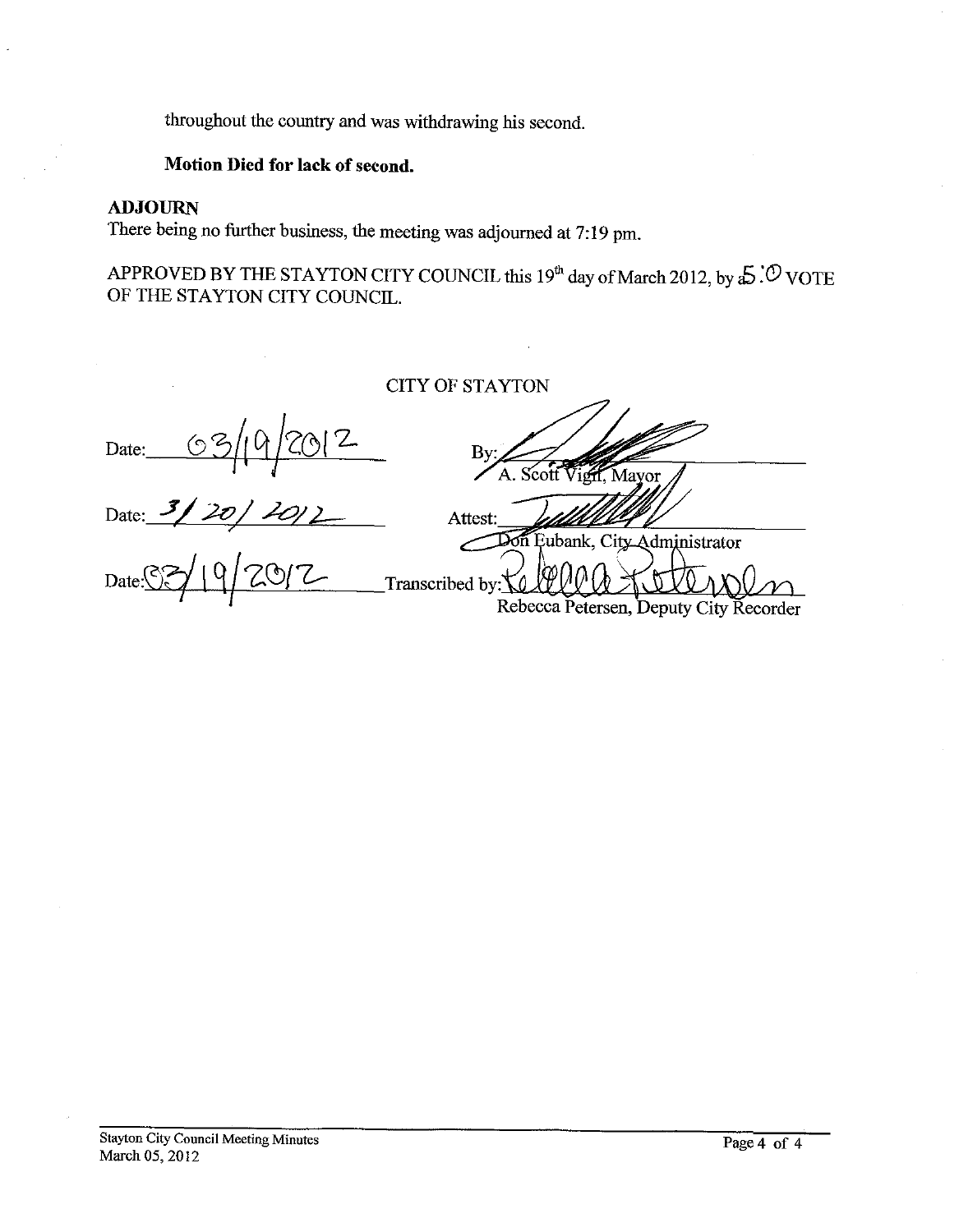throughout the country and was withdrawing his second.

**Motion Died for lack of second.**

**ADJOURN**

There being no further business, the meeting was adjourned at 7:19 pm.

APPROVED BY THE STAYTON CITY COUNCIL this 19th day of March 2012, by a 5:0 VOTE OF THE STAYTON CITY COUNCIL.

CITY OF STAYTON

Date: 03/19/2012 By: A. Scott Vigil, Mayor

Date: 3/20/2012 Attest: Don Eubank, City Administrator

Date: 03/19/2012 Transcribed by: Rebecca Petersen, Deputy City Recorder

Stayton City Council Meeting Minutes
March 05, 2012